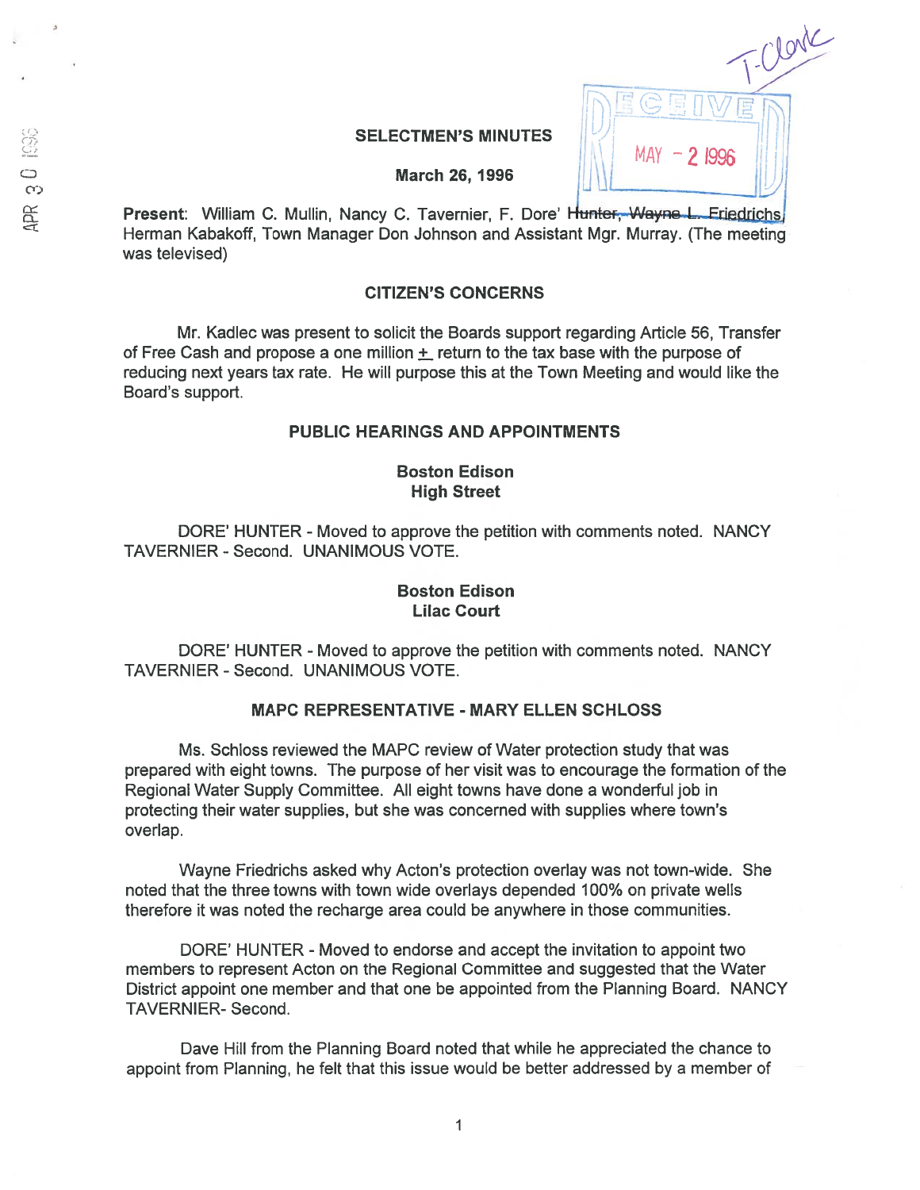# SELECTMEN'S MINUTES

## March 26, 1996

**Present**: William C. Mullin, Nancy C. Tavernier, F. Dore' Hunter, Wayne L. Friedrichs, Herman Kabakoff, Town Manager Don Johnson and Assistant Mgr. Murray. (The meeting was televised)

### CITIZEN'S CONCERNS

Mr. Kadlec was present to solicit the Boards support regarding Article 56, Transfer of Free Cash and propose a one million ± return to the tax base with the purpose of reducing next years tax rate. He will purpose this at the Town Meeting and would like the Board's support.

### PUBLIC HEARINGS AND APPOINTMENTS

**Boston Edison**
**High Street**

DORE' HUNTER - Moved to approve the petition with comments noted. NANCY TAVERNIER - Second. UNANIMOUS VOTE.

**Boston Edison**
**Lilac Court**

DORE' HUNTER - Moved to approve the petition with comments noted. NANCY TAVERNIER - Second. UNANIMOUS VOTE.

### MAPC REPRESENTATIVE - MARY ELLEN SCHLOSS

Ms. Schloss reviewed the MAPC review of Water protection study that was prepared with eight towns. The purpose of her visit was to encourage the formation of the Regional Water Supply Committee. All eight towns have done a wonderful job in protecting their water supplies, but she was concerned with supplies where town's overlap.

Wayne Friedrichs asked why Acton's protection overlay was not town-wide. She noted that the three towns with town wide overlays depended 100% on private wells therefore it was noted the recharge area could be anywhere in those communities.

DORE' HUNTER - Moved to endorse and accept the invitation to appoint two members to represent Acton on the Regional Committee and suggested that the Water District appoint one member and that one be appointed from the Planning Board. NANCY TAVERNIER- Second.

Dave Hill from the Planning Board noted that while he appreciated the chance to appoint from Planning, he felt that this issue would be better addressed by a member of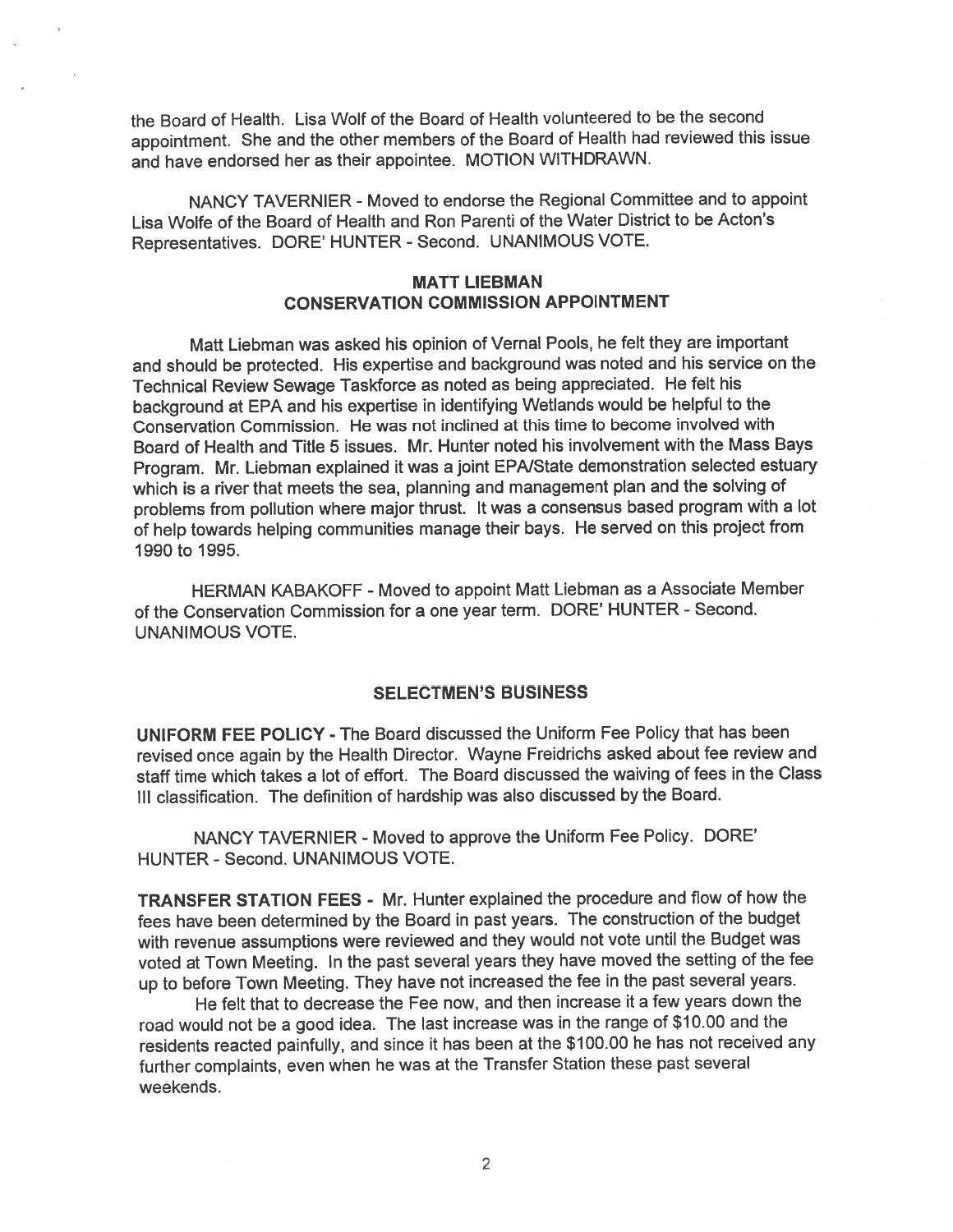the Board of Health. Lisa Wolf of the Board of Health volunteered to be the second appointment. She and the other members of the Board of Health had reviewed this issue and have endorsed her as their appointee. MOTION WITHDRAWN.

NANCY TAVERNIER - Moved to endorse the Regional Committee and to appoint Lisa Wolfe of the Board of Health and Ron Parenti of the Water District to be Acton's Representatives. DORE' HUNTER - Second. UNANIMOUS VOTE.

**MATT LIEBMAN**
**CONSERVATION COMMISSION APPOINTMENT**

Matt Liebman was asked his opinion of Vernal Pools, he felt they are important and should be protected. His expertise and background was noted and his service on the Technical Review Sewage Taskforce as noted as being appreciated. He felt his background at EPA and his expertise in identifying Wetlands would be helpful to the Conservation Commission. He was not inclined at this time to become involved with Board of Health and Title 5 issues. Mr. Hunter noted his involvement with the Mass Bays Program. Mr. Liebman explained it was a joint EPA/State demonstration selected estuary which is a river that meets the sea, planning and management plan and the solving of problems from pollution where major thrust. It was a consensus based program with a lot of help towards helping communities manage their bays. He served on this project from 1990 to 1995.

HERMAN KABAKOFF - Moved to appoint Matt Liebman as a Associate Member of the Conservation Commission for a one year term. DORE' HUNTER - Second. UNANIMOUS VOTE.

**SELECTMEN'S BUSINESS**

**UNIFORM FEE POLICY** - The Board discussed the Uniform Fee Policy that has been revised once again by the Health Director. Wayne Freidrichs asked about fee review and staff time which takes a lot of effort. The Board discussed the waiving of fees in the Class III classification. The definition of hardship was also discussed by the Board.

NANCY TAVERNIER - Moved to approve the Uniform Fee Policy. DORE' HUNTER - Second. UNANIMOUS VOTE.

**TRANSFER STATION FEES** - Mr. Hunter explained the procedure and flow of how the fees have been determined by the Board in past years. The construction of the budget with revenue assumptions were reviewed and they would not vote until the Budget was voted at Town Meeting. In the past several years they have moved the setting of the fee up to before Town Meeting. They have not increased the fee in the past several years.

He felt that to decrease the Fee now, and then increase it a few years down the road would not be a good idea. The last increase was in the range of $10.00 and the residents reacted painfully, and since it has been at the $100.00 he has not received any further complaints, even when he was at the Transfer Station these past several weekends.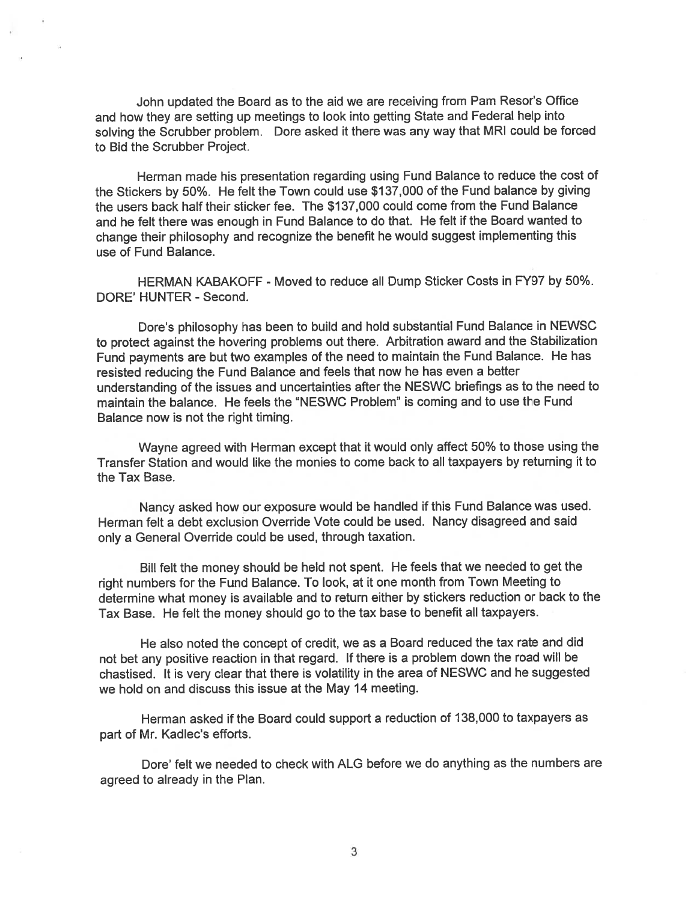John updated the Board as to the aid we are receiving from Pam Resor's Office and how they are setting up meetings to look into getting State and Federal help into solving the Scrubber problem. Dore asked it there was any way that MRI could be forced to Bid the Scrubber Project.

Herman made his presentation regarding using Fund Balance to reduce the cost of the Stickers by 50%. He felt the Town could use $137,000 of the Fund balance by giving the users back half their sticker fee. The $137,000 could come from the Fund Balance and he felt there was enough in Fund Balance to do that. He felt if the Board wanted to change their philosophy and recognize the benefit he would suggest implementing this use of Fund Balance.

HERMAN KABAKOFF - Moved to reduce all Dump Sticker Costs in FY97 by 50%. DORE' HUNTER - Second.

Dore's philosophy has been to build and hold substantial Fund Balance in NEWSC to protect against the hovering problems out there. Arbitration award and the Stabilization Fund payments are but two examples of the need to maintain the Fund Balance. He has resisted reducing the Fund Balance and feels that now he has even a better understanding of the issues and uncertainties after the NESWC briefings as to the need to maintain the balance. He feels the "NESWC Problem" is coming and to use the Fund Balance now is not the right timing.

Wayne agreed with Herman except that it would only affect 50% to those using the Transfer Station and would like the monies to come back to all taxpayers by returning it to the Tax Base.

Nancy asked how our exposure would be handled if this Fund Balance was used. Herman felt a debt exclusion Override Vote could be used. Nancy disagreed and said only a General Override could be used, through taxation.

Bill felt the money should be held not spent. He feels that we needed to get the right numbers for the Fund Balance. To look, at it one month from Town Meeting to determine what money is available and to return either by stickers reduction or back to the Tax Base. He felt the money should go to the tax base to benefit all taxpayers.

He also noted the concept of credit, we as a Board reduced the tax rate and did not bet any positive reaction in that regard. If there is a problem down the road will be chastised. It is very clear that there is volatility in the area of NESWC and he suggested we hold on and discuss this issue at the May 14 meeting.

Herman asked if the Board could support a reduction of 138,000 to taxpayers as part of Mr. Kadlec's efforts.

Dore' felt we needed to check with ALG before we do anything as the numbers are agreed to already in the Plan.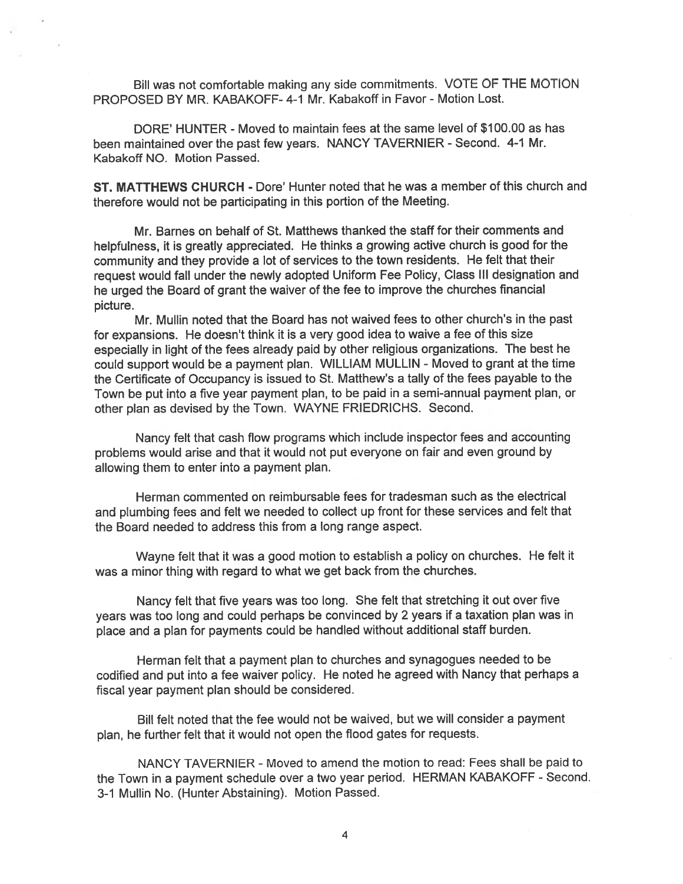Bill was not comfortable making any side commitments. VOTE OF THE MOTION PROPOSED BY MR. KABAKOFF- 4-1 Mr. Kabakoff in Favor - Motion Lost.

DORE' HUNTER - Moved to maintain fees at the same level of $100.00 as has been maintained over the past few years. NANCY TAVERNIER - Second. 4-1 Mr. Kabakoff NO. Motion Passed.

**ST. MATTHEWS CHURCH** - Dore' Hunter noted that he was a member of this church and therefore would not be participating in this portion of the Meeting.

Mr. Barnes on behalf of St. Matthews thanked the staff for their comments and helpfulness, it is greatly appreciated. He thinks a growing active church is good for the community and they provide a lot of services to the town residents. He felt that their request would fall under the newly adopted Uniform Fee Policy, Class III designation and he urged the Board of grant the waiver of the fee to improve the churches financial picture.

Mr. Mullin noted that the Board has not waived fees to other church's in the past for expansions. He doesn't think it is a very good idea to waive a fee of this size especially in light of the fees already paid by other religious organizations. The best he could support would be a payment plan. WILLIAM MULLIN - Moved to grant at the time the Certificate of Occupancy is issued to St. Matthew's a tally of the fees payable to the Town be put into a five year payment plan, to be paid in a semi-annual payment plan, or other plan as devised by the Town. WAYNE FRIEDRICHS. Second.

Nancy felt that cash flow programs which include inspector fees and accounting problems would arise and that it would not put everyone on fair and even ground by allowing them to enter into a payment plan.

Herman commented on reimbursable fees for tradesman such as the electrical and plumbing fees and felt we needed to collect up front for these services and felt that the Board needed to address this from a long range aspect.

Wayne felt that it was a good motion to establish a policy on churches. He felt it was a minor thing with regard to what we get back from the churches.

Nancy felt that five years was too long. She felt that stretching it out over five years was too long and could perhaps be convinced by 2 years if a taxation plan was in place and a plan for payments could be handled without additional staff burden.

Herman felt that a payment plan to churches and synagogues needed to be codified and put into a fee waiver policy. He noted he agreed with Nancy that perhaps a fiscal year payment plan should be considered.

Bill felt noted that the fee would not be waived, but we will consider a payment plan, he further felt that it would not open the flood gates for requests.

NANCY TAVERNIER - Moved to amend the motion to read: Fees shall be paid to the Town in a payment schedule over a two year period. HERMAN KABAKOFF - Second. 3-1 Mullin No. (Hunter Abstaining). Motion Passed.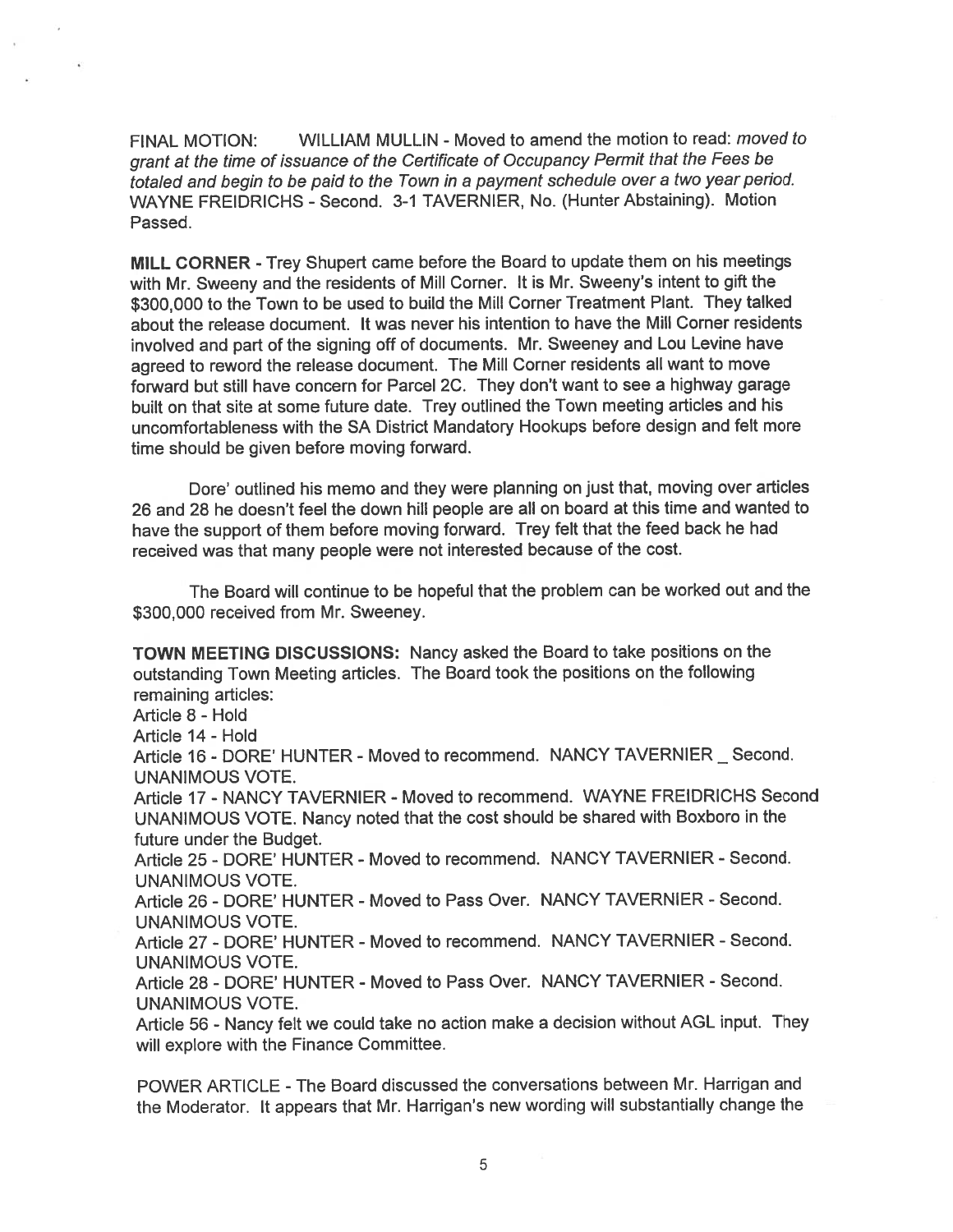FINAL MOTION: WILLIAM MULLIN - Moved to amend the motion to read: *moved to grant at the time of issuance of the Certificate of Occupancy Permit that the Fees be totaled and begin to be paid to the Town in a payment schedule over a two year period.* WAYNE FREIDRICHS - Second. 3-1 TAVERNIER, No. (Hunter Abstaining). Motion Passed.

**MILL CORNER** - Trey Shupert came before the Board to update them on his meetings with Mr. Sweeny and the residents of Mill Corner. It is Mr. Sweeny's intent to gift the $300,000 to the Town to be used to build the Mill Corner Treatment Plant. They talked about the release document. It was never his intention to have the Mill Corner residents involved and part of the signing off of documents. Mr. Sweeney and Lou Levine have agreed to reword the release document. The Mill Corner residents all want to move forward but still have concern for Parcel 2C. They don't want to see a highway garage built on that site at some future date. Trey outlined the Town meeting articles and his uncomfortableness with the SA District Mandatory Hookups before design and felt more time should be given before moving forward.

Dore' outlined his memo and they were planning on just that, moving over articles 26 and 28 he doesn't feel the down hill people are all on board at this time and wanted to have the support of them before moving forward. Trey felt that the feed back he had received was that many people were not interested because of the cost.

The Board will continue to be hopeful that the problem can be worked out and the $300,000 received from Mr. Sweeney.

**TOWN MEETING DISCUSSIONS:** Nancy asked the Board to take positions on the outstanding Town Meeting articles. The Board took the positions on the following remaining articles:

Article 8 - Hold

Article 14 - Hold

Article 16 - DORE' HUNTER - Moved to recommend. NANCY TAVERNIER _ Second. UNANIMOUS VOTE.

Article 17 - NANCY TAVERNIER - Moved to recommend. WAYNE FREIDRICHS Second UNANIMOUS VOTE. Nancy noted that the cost should be shared with Boxboro in the future under the Budget.

Article 25 - DORE' HUNTER - Moved to recommend. NANCY TAVERNIER - Second. UNANIMOUS VOTE.

Article 26 - DORE' HUNTER - Moved to Pass Over. NANCY TAVERNIER - Second. UNANIMOUS VOTE.

Article 27 - DORE' HUNTER - Moved to recommend. NANCY TAVERNIER - Second. UNANIMOUS VOTE.

Article 28 - DORE' HUNTER - Moved to Pass Over. NANCY TAVERNIER - Second. UNANIMOUS VOTE.

Article 56 - Nancy felt we could take no action make a decision without AGL input. They will explore with the Finance Committee.

POWER ARTICLE - The Board discussed the conversations between Mr. Harrigan and the Moderator. It appears that Mr. Harrigan's new wording will substantially change the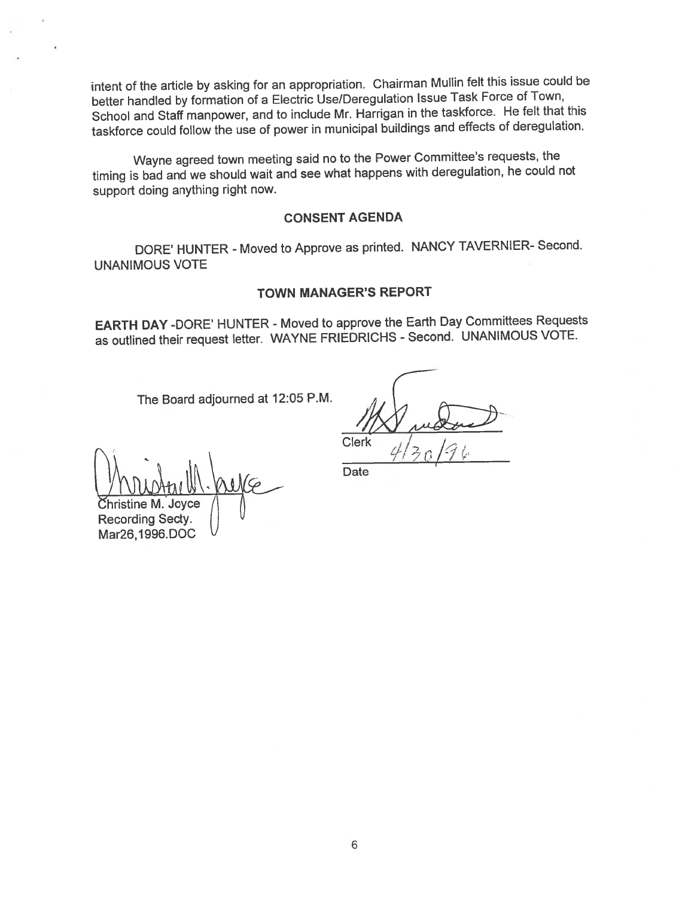intent of the article by asking for an appropriation. Chairman Mullin felt this issue could be better handled by formation of a Electric Use/Deregulation Issue Task Force of Town, School and Staff manpower, and to include Mr. Harrigan in the taskforce. He felt that this taskforce could follow the use of power in municipal buildings and effects of deregulation.

Wayne agreed town meeting said no to the Power Committee's requests, the timing is bad and we should wait and see what happens with deregulation, he could not support doing anything right now.

## CONSENT AGENDA

DORE' HUNTER - Moved to Approve as printed. NANCY TAVERNIER- Second. UNANIMOUS VOTE

## TOWN MANAGER'S REPORT

**EARTH DAY** -DORE' HUNTER - Moved to approve the Earth Day Committees Requests as outlined their request letter. WAYNE FRIEDRICHS - Second. UNANIMOUS VOTE.

The Board adjourned at 12:05 P.M.

Clerk

4/30/96

Date

Christine M. Joyce
Recording Secty.
Mar26,1996.DOC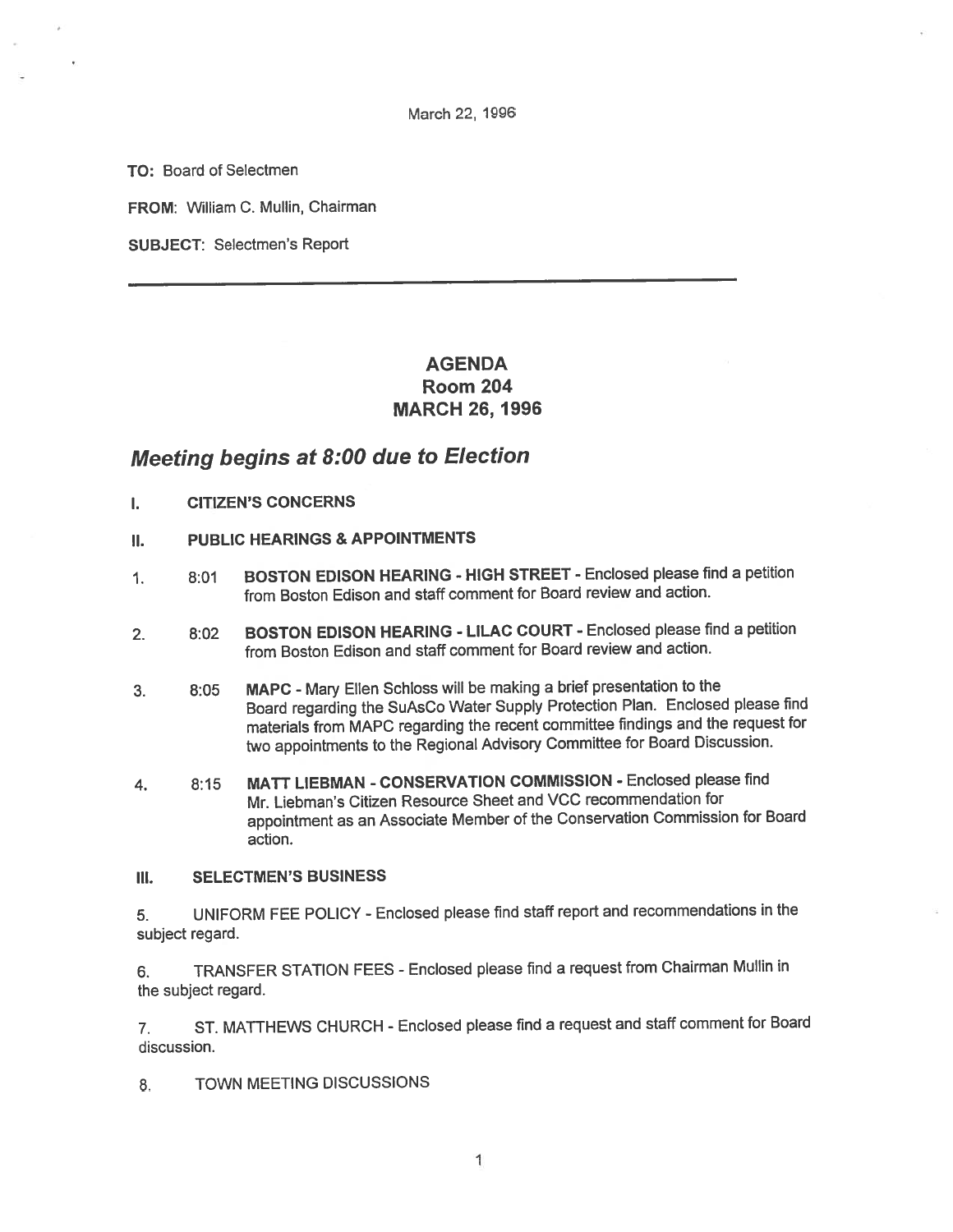March 22, 1996

**TO:** Board of Selectmen

**FROM:** William C. Mullin, Chairman

**SUBJECT:** Selectmen's Report

---

# AGENDA
## Room 204
## MARCH 26, 1996

## *Meeting begins at 8:00 due to Election*

**I. CITIZEN'S CONCERNS**

**II. PUBLIC HEARINGS & APPOINTMENTS**

1. 8:01 **BOSTON EDISON HEARING - HIGH STREET** - Enclosed please find a petition from Boston Edison and staff comment for Board review and action.

2. 8:02 **BOSTON EDISON HEARING - LILAC COURT** - Enclosed please find a petition from Boston Edison and staff comment for Board review and action.

3. 8:05 **MAPC** - Mary Ellen Schloss will be making a brief presentation to the Board regarding the SuAsCo Water Supply Protection Plan. Enclosed please find materials from MAPC regarding the recent committee findings and the request for two appointments to the Regional Advisory Committee for Board Discussion.

4. 8:15 **MATT LIEBMAN - CONSERVATION COMMISSION** - Enclosed please find Mr. Liebman's Citizen Resource Sheet and VCC recommendation for appointment as an Associate Member of the Conservation Commission for Board action.

**III. SELECTMEN'S BUSINESS**

5. UNIFORM FEE POLICY - Enclosed please find staff report and recommendations in the subject regard.

6. TRANSFER STATION FEES - Enclosed please find a request from Chairman Mullin in the subject regard.

7. ST. MATTHEWS CHURCH - Enclosed please find a request and staff comment for Board discussion.

8. TOWN MEETING DISCUSSIONS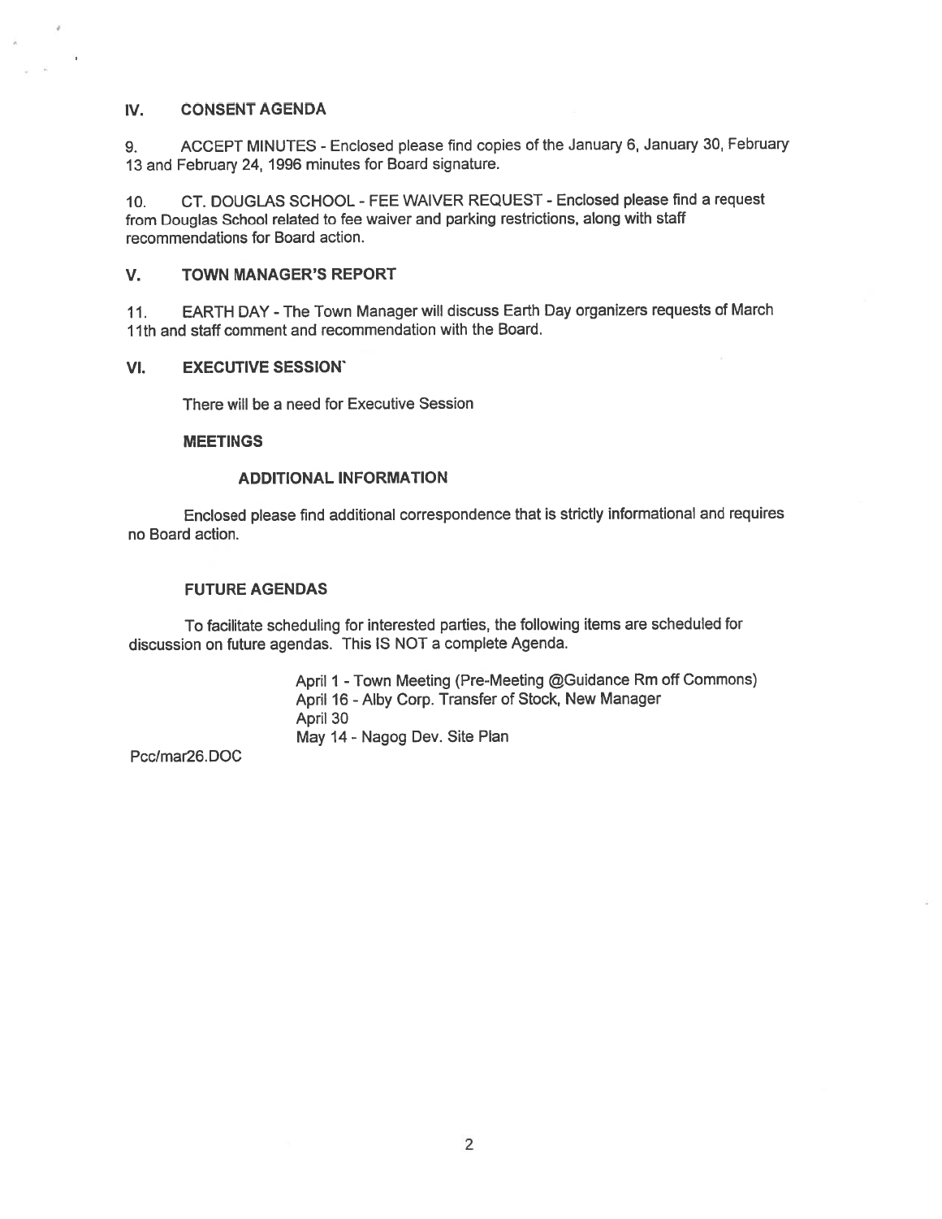## IV. CONSENT AGENDA

9. ACCEPT MINUTES - Enclosed please find copies of the January 6, January 30, February 13 and February 24, 1996 minutes for Board signature.

10. CT. DOUGLAS SCHOOL - FEE WAIVER REQUEST - Enclosed please find a request from Douglas School related to fee waiver and parking restrictions, along with staff recommendations for Board action.

## V. TOWN MANAGER'S REPORT

11. EARTH DAY - The Town Manager will discuss Earth Day organizers requests of March 11th and staff comment and recommendation with the Board.

## VI. EXECUTIVE SESSION`

There will be a need for Executive Session

**MEETINGS**

### ADDITIONAL INFORMATION

Enclosed please find additional correspondence that is strictly informational and requires no Board action.

### FUTURE AGENDAS

To facilitate scheduling for interested parties, the following items are scheduled for discussion on future agendas. This IS NOT a complete Agenda.

April 1 - Town Meeting (Pre-Meeting @Guidance Rm off Commons)
April 16 - Alby Corp. Transfer of Stock, New Manager
April 30
May 14 - Nagog Dev. Site Plan

Pcc/mar26.DOC